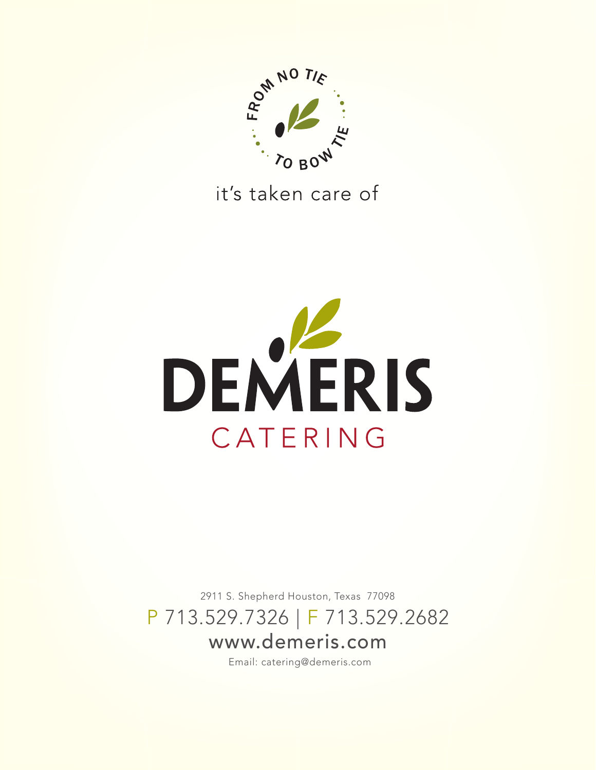FROM NO TIE TO BOW TIE

it's taken care of

# DEMERIS

## CATERING

2911 S. Shepherd Houston, Texas 77098

P 713.529.7326 | F 713.529.2682

www.demeris.com

Email: catering@demeris.com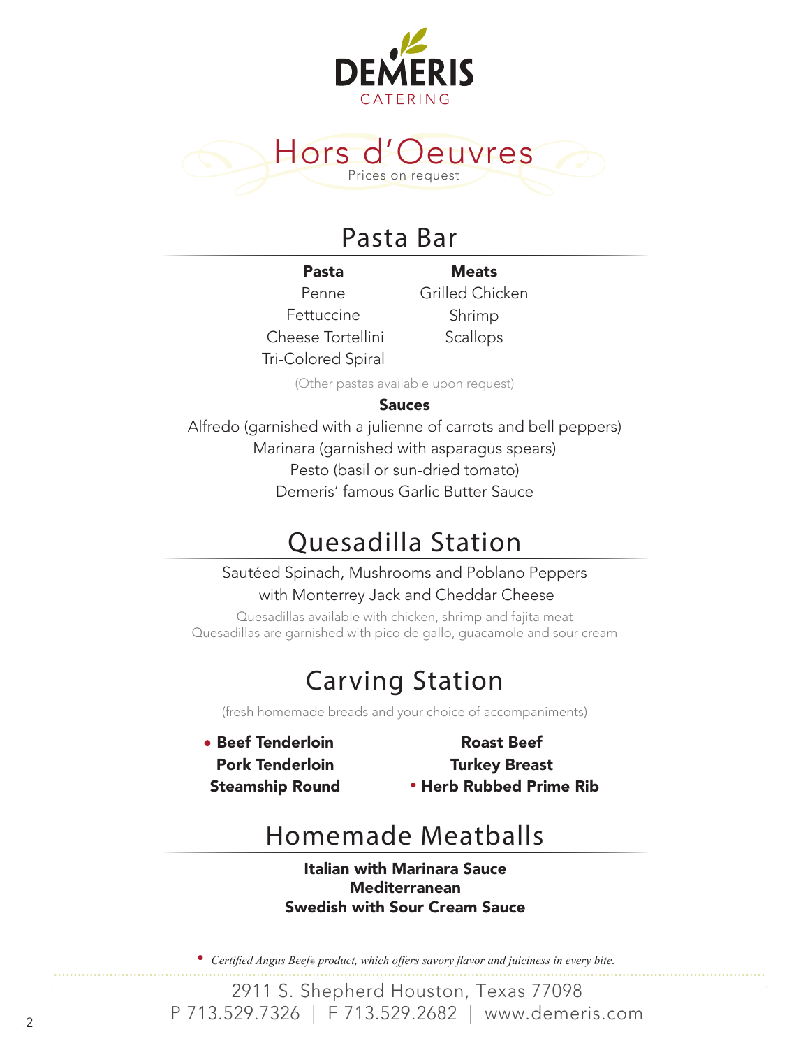DEMERIS CATERING

# Hors d'Oeuvres

Prices on request

## Pasta Bar

**Pasta**

Penne
Fettuccine
Cheese Tortellini
Tri-Colored Spiral

**Meats**

Grilled Chicken
Shrimp
Scallops

(Other pastas available upon request)

**Sauces**

Alfredo (garnished with a julienne of carrots and bell peppers)
Marinara (garnished with asparagus spears)
Pesto (basil or sun-dried tomato)
Demeris' famous Garlic Butter Sauce

## Quesadilla Station

Sautéed Spinach, Mushrooms and Poblano Peppers
with Monterrey Jack and Cheddar Cheese

Quesadillas available with chicken, shrimp and fajita meat
Quesadillas are garnished with pico de gallo, guacamole and sour cream

## Carving Station

(fresh homemade breads and your choice of accompaniments)

- **• Beef Tenderloin**
- **Pork Tenderloin**
- **Steamship Round**
- **Roast Beef**
- **Turkey Breast**
- **• Herb Rubbed Prime Rib**

## Homemade Meatballs

**Italian with Marinara Sauce**
**Mediterranean**
**Swedish with Sour Cream Sauce**

• *Certified Angus Beef® product, which offers savory flavor and juiciness in every bite.*

2911 S. Shepherd Houston, Texas 77098
P 713.529.7326 | F 713.529.2682 | www.demeris.com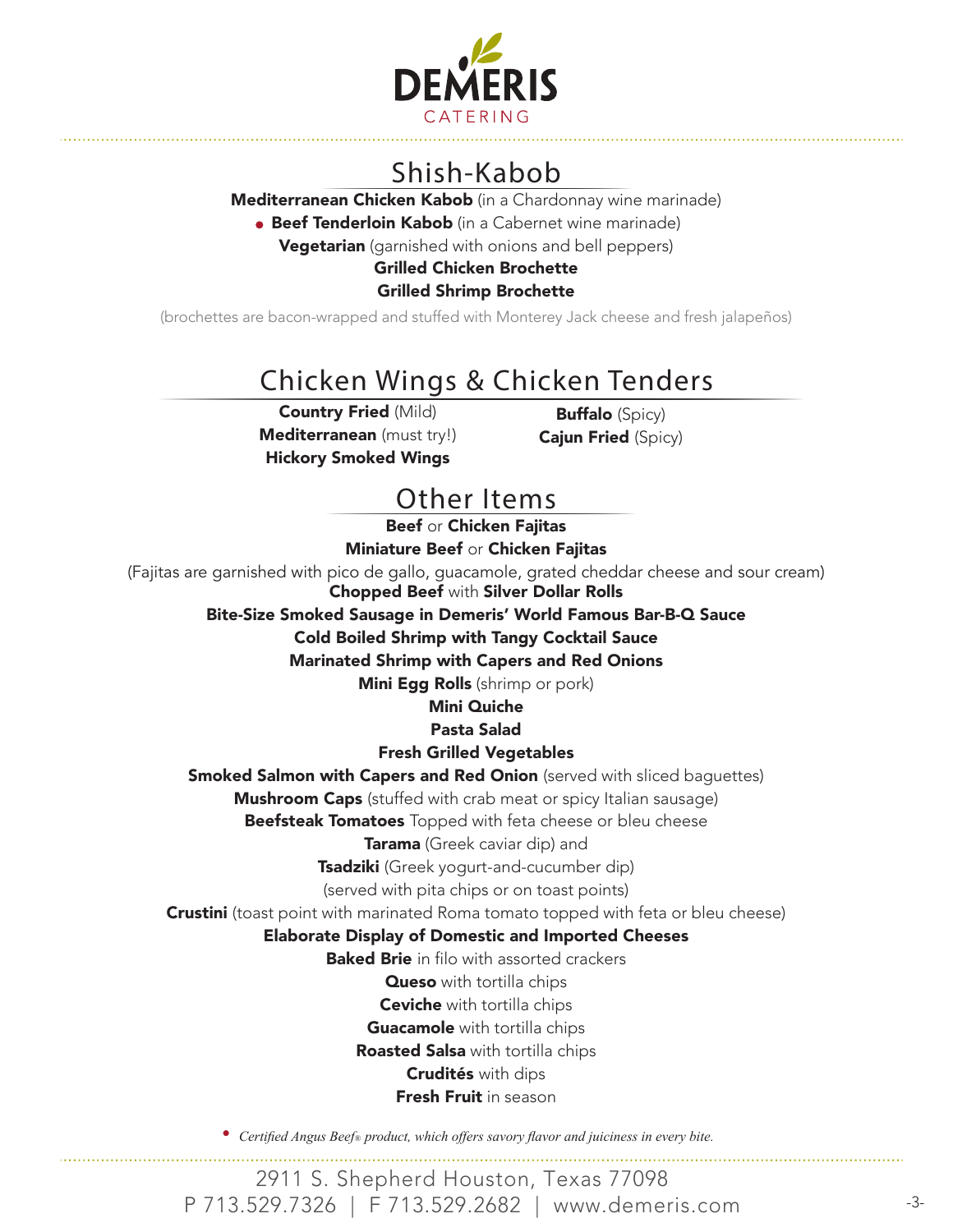DEMERIS
CATERING

## Shish-Kabob

**Mediterranean Chicken Kabob** (in a Chardonnay wine marinade)

• **Beef Tenderloin Kabob** (in a Cabernet wine marinade)

**Vegetarian** (garnished with onions and bell peppers)

**Grilled Chicken Brochette**

**Grilled Shrimp Brochette**

(brochettes are bacon-wrapped and stuffed with Monterey Jack cheese and fresh jalapeños)

## Chicken Wings & Chicken Tenders

**Country Fried** (Mild)

**Mediterranean** (must try!)

**Hickory Smoked Wings**

**Buffalo** (Spicy)

**Cajun Fried** (Spicy)

## Other Items

**Beef** or **Chicken Fajitas**

**Miniature Beef** or **Chicken Fajitas**

(Fajitas are garnished with pico de gallo, guacamole, grated cheddar cheese and sour cream)

**Chopped Beef** with **Silver Dollar Rolls**

**Bite-Size Smoked Sausage in Demeris' World Famous Bar-B-Q Sauce**

**Cold Boiled Shrimp with Tangy Cocktail Sauce**

**Marinated Shrimp with Capers and Red Onions**

**Mini Egg Rolls** (shrimp or pork)

**Mini Quiche**

**Pasta Salad**

**Fresh Grilled Vegetables**

**Smoked Salmon with Capers and Red Onion** (served with sliced baguettes)

**Mushroom Caps** (stuffed with crab meat or spicy Italian sausage)

**Beefsteak Tomatoes** Topped with feta cheese or bleu cheese

**Tarama** (Greek caviar dip) and

**Tsadziki** (Greek yogurt-and-cucumber dip)

(served with pita chips or on toast points)

**Crustini** (toast point with marinated Roma tomato topped with feta or bleu cheese)

**Elaborate Display of Domestic and Imported Cheeses**

**Baked Brie** in filo with assorted crackers

**Queso** with tortilla chips

**Ceviche** with tortilla chips

**Guacamole** with tortilla chips

**Roasted Salsa** with tortilla chips

**Crudités** with dips

**Fresh Fruit** in season

• *Certified Angus Beef® product, which offers savory flavor and juiciness in every bite.*

2911 S. Shepherd Houston, Texas 77098
P 713.529.7326 | F 713.529.2682 | www.demeris.com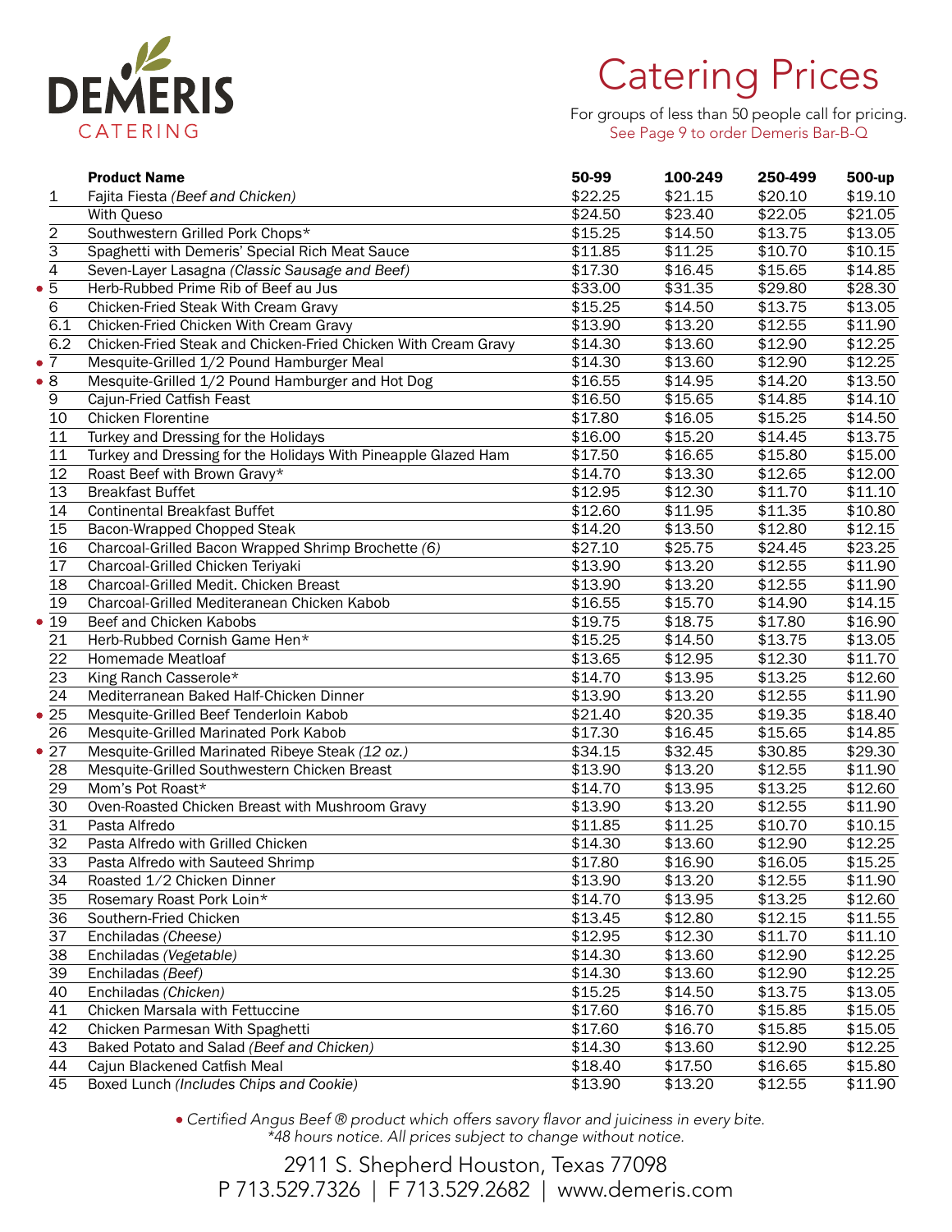DEMERIS CATERING

# Catering Prices

For groups of less than 50 people call for pricing.
See Page 9 to order Demeris Bar-B-Q

| | Product Name | 50-99 | 100-249 | 250-499 | 500-up |
|---|---|---|---|---|---|
| 1 | Fajita Fiesta *(Beef and Chicken)* | $22.25 | $21.15 | $20.10 | $19.10 |
| | With Queso | $24.50 | $23.40 | $22.05 | $21.05 |
| 2 | Southwestern Grilled Pork Chops* | $15.25 | $14.50 | $13.75 | $13.05 |
| 3 | Spaghetti with Demeris' Special Rich Meat Sauce | $11.85 | $11.25 | $10.70 | $10.15 |
| 4 | Seven-Layer Lasagna *(Classic Sausage and Beef)* | $17.30 | $16.45 | $15.65 | $14.85 |
| • 5 | Herb-Rubbed Prime Rib of Beef au Jus | $33.00 | $31.35 | $29.80 | $28.30 |
| 6 | Chicken-Fried Steak With Cream Gravy | $15.25 | $14.50 | $13.75 | $13.05 |
| 6.1 | Chicken-Fried Chicken With Cream Gravy | $13.90 | $13.20 | $12.55 | $11.90 |
| 6.2 | Chicken-Fried Steak and Chicken-Fried Chicken With Cream Gravy | $14.30 | $13.60 | $12.90 | $12.25 |
| • 7 | Mesquite-Grilled 1/2 Pound Hamburger Meal | $14.30 | $13.60 | $12.90 | $12.25 |
| • 8 | Mesquite-Grilled 1/2 Pound Hamburger and Hot Dog | $16.55 | $14.95 | $14.20 | $13.50 |
| 9 | Cajun-Fried Catfish Feast | $16.50 | $15.65 | $14.85 | $14.10 |
| 10 | Chicken Florentine | $17.80 | $16.05 | $15.25 | $14.50 |
| 11 | Turkey and Dressing for the Holidays | $16.00 | $15.20 | $14.45 | $13.75 |
| 11 | Turkey and Dressing for the Holidays With Pineapple Glazed Ham | $17.50 | $16.65 | $15.80 | $15.00 |
| 12 | Roast Beef with Brown Gravy* | $14.70 | $13.30 | $12.65 | $12.00 |
| 13 | Breakfast Buffet | $12.95 | $12.30 | $11.70 | $11.10 |
| 14 | Continental Breakfast Buffet | $12.60 | $11.95 | $11.35 | $10.80 |
| 15 | Bacon-Wrapped Chopped Steak | $14.20 | $13.50 | $12.80 | $12.15 |
| 16 | Charcoal-Grilled Bacon Wrapped Shrimp Brochette *(6)* | $27.10 | $25.75 | $24.45 | $23.25 |
| 17 | Charcoal-Grilled Chicken Teriyaki | $13.90 | $13.20 | $12.55 | $11.90 |
| 18 | Charcoal-Grilled Medit. Chicken Breast | $13.90 | $13.20 | $12.55 | $11.90 |
| 19 | Charcoal-Grilled Mediteranean Chicken Kabob | $16.55 | $15.70 | $14.90 | $14.15 |
| • 19 | Beef and Chicken Kabobs | $19.75 | $18.75 | $17.80 | $16.90 |
| 21 | Herb-Rubbed Cornish Game Hen* | $15.25 | $14.50 | $13.75 | $13.05 |
| 22 | Homemade Meatloaf | $13.65 | $12.95 | $12.30 | $11.70 |
| 23 | King Ranch Casserole* | $14.70 | $13.95 | $13.25 | $12.60 |
| 24 | Mediterranean Baked Half-Chicken Dinner | $13.90 | $13.20 | $12.55 | $11.90 |
| • 25 | Mesquite-Grilled Beef Tenderloin Kabob | $21.40 | $20.35 | $19.35 | $18.40 |
| 26 | Mesquite-Grilled Marinated Pork Kabob | $17.30 | $16.45 | $15.65 | $14.85 |
| • 27 | Mesquite-Grilled Marinated Ribeye Steak *(12 oz.)* | $34.15 | $32.45 | $30.85 | $29.30 |
| 28 | Mesquite-Grilled Southwestern Chicken Breast | $13.90 | $13.20 | $12.55 | $11.90 |
| 29 | Mom's Pot Roast* | $14.70 | $13.95 | $13.25 | $12.60 |
| 30 | Oven-Roasted Chicken Breast with Mushroom Gravy | $13.90 | $13.20 | $12.55 | $11.90 |
| 31 | Pasta Alfredo | $11.85 | $11.25 | $10.70 | $10.15 |
| 32 | Pasta Alfredo with Grilled Chicken | $14.30 | $13.60 | $12.90 | $12.25 |
| 33 | Pasta Alfredo with Sauteed Shrimp | $17.80 | $16.90 | $16.05 | $15.25 |
| 34 | Roasted 1/2 Chicken Dinner | $13.90 | $13.20 | $12.55 | $11.90 |
| 35 | Rosemary Roast Pork Loin* | $14.70 | $13.95 | $13.25 | $12.60 |
| 36 | Southern-Fried Chicken | $13.45 | $12.80 | $12.15 | $11.55 |
| 37 | Enchiladas *(Cheese)* | $12.95 | $12.30 | $11.70 | $11.10 |
| 38 | Enchiladas *(Vegetable)* | $14.30 | $13.60 | $12.90 | $12.25 |
| 39 | Enchiladas *(Beef)* | $14.30 | $13.60 | $12.90 | $12.25 |
| 40 | Enchiladas *(Chicken)* | $15.25 | $14.50 | $13.75 | $13.05 |
| 41 | Chicken Marsala with Fettuccine | $17.60 | $16.70 | $15.85 | $15.05 |
| 42 | Chicken Parmesan With Spaghetti | $17.60 | $16.70 | $15.85 | $15.05 |
| 43 | Baked Potato and Salad *(Beef and Chicken)* | $14.30 | $13.60 | $12.90 | $12.25 |
| 44 | Cajun Blackened Catfish Meal | $18.40 | $17.50 | $16.65 | $15.80 |
| 45 | Boxed Lunch *(Includes Chips and Cookie)* | $13.90 | $13.20 | $12.55 | $11.90 |

*• Certified Angus Beef ® product which offers savory flavor and juiciness in every bite.*
*\*48 hours notice. All prices subject to change without notice.*

2911 S. Shepherd Houston, Texas 77098
P 713.529.7326 | F 713.529.2682 | www.demeris.com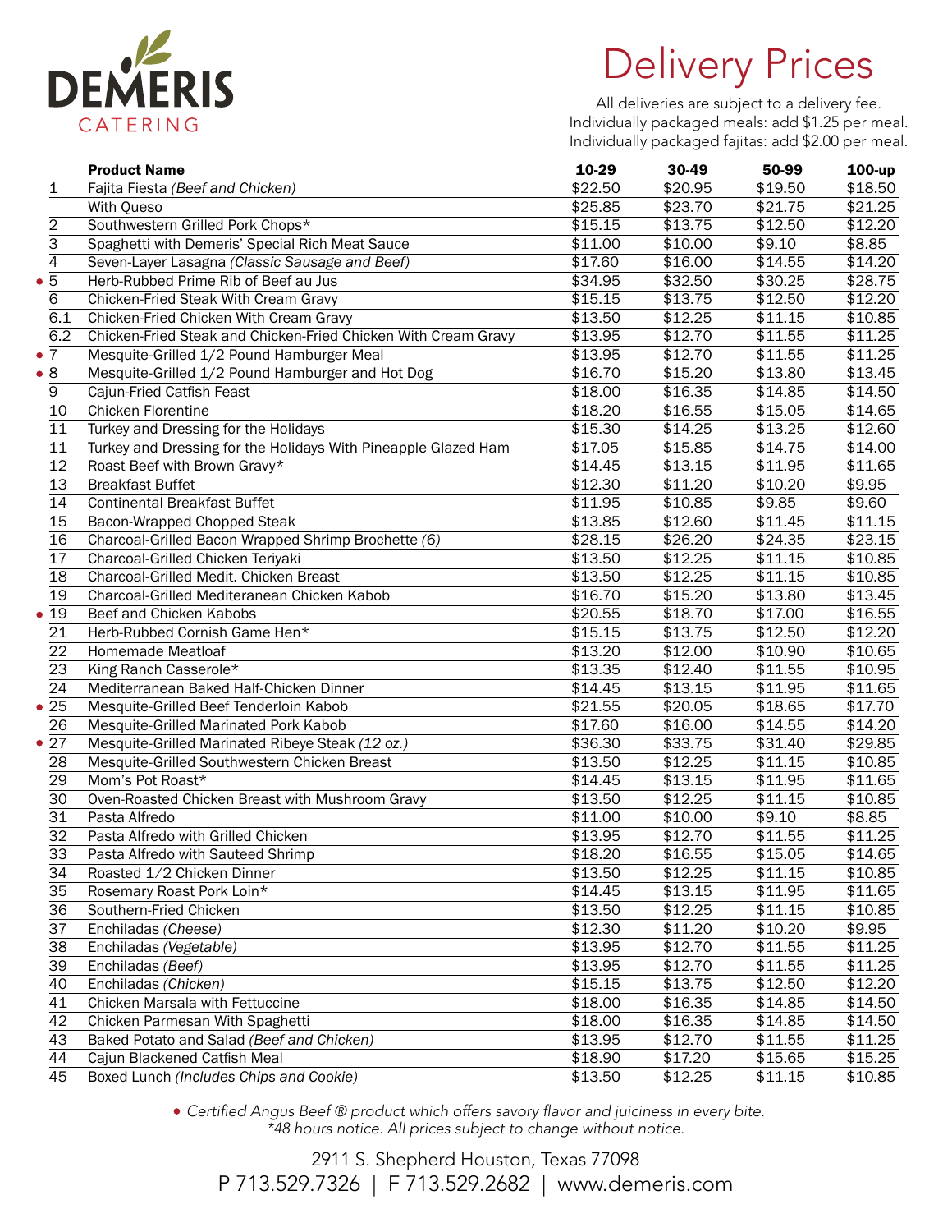DEMERIS CATERING

# Delivery Prices

All deliveries are subject to a delivery fee.
Individually packaged meals: add $1.25 per meal.
Individually packaged fajitas: add $2.00 per meal.

| | Product Name | 10-29 | 30-49 | 50-99 | 100-up |
|---|---|---|---|---|---|
| 1 | Fajita Fiesta *(Beef and Chicken)* | $22.50 | $20.95 | $19.50 | $18.50 |
| | With Queso | $25.85 | $23.70 | $21.75 | $21.25 |
| 2 | Southwestern Grilled Pork Chops* | $15.15 | $13.75 | $12.50 | $12.20 |
| 3 | Spaghetti with Demeris' Special Rich Meat Sauce | $11.00 | $10.00 | $9.10 | $8.85 |
| 4 | Seven-Layer Lasagna *(Classic Sausage and Beef)* | $17.60 | $16.00 | $14.55 | $14.20 |
| • 5 | Herb-Rubbed Prime Rib of Beef au Jus | $34.95 | $32.50 | $30.25 | $28.75 |
| 6 | Chicken-Fried Steak With Cream Gravy | $15.15 | $13.75 | $12.50 | $12.20 |
| 6.1 | Chicken-Fried Chicken With Cream Gravy | $13.50 | $12.25 | $11.15 | $10.85 |
| 6.2 | Chicken-Fried Steak and Chicken-Fried Chicken With Cream Gravy | $13.95 | $12.70 | $11.55 | $11.25 |
| • 7 | Mesquite-Grilled 1/2 Pound Hamburger Meal | $13.95 | $12.70 | $11.55 | $11.25 |
| • 8 | Mesquite-Grilled 1/2 Pound Hamburger and Hot Dog | $16.70 | $15.20 | $13.80 | $13.45 |
| 9 | Cajun-Fried Catfish Feast | $18.00 | $16.35 | $14.85 | $14.50 |
| 10 | Chicken Florentine | $18.20 | $16.55 | $15.05 | $14.65 |
| 11 | Turkey and Dressing for the Holidays | $15.30 | $14.25 | $13.25 | $12.60 |
| 11 | Turkey and Dressing for the Holidays With Pineapple Glazed Ham | $17.05 | $15.85 | $14.75 | $14.00 |
| 12 | Roast Beef with Brown Gravy* | $14.45 | $13.15 | $11.95 | $11.65 |
| 13 | Breakfast Buffet | $12.30 | $11.20 | $10.20 | $9.95 |
| 14 | Continental Breakfast Buffet | $11.95 | $10.85 | $9.85 | $9.60 |
| 15 | Bacon-Wrapped Chopped Steak | $13.85 | $12.60 | $11.45 | $11.15 |
| 16 | Charcoal-Grilled Bacon Wrapped Shrimp Brochette *(6)* | $28.15 | $26.20 | $24.35 | $23.15 |
| 17 | Charcoal-Grilled Chicken Teriyaki | $13.50 | $12.25 | $11.15 | $10.85 |
| 18 | Charcoal-Grilled Medit. Chicken Breast | $13.50 | $12.25 | $11.15 | $10.85 |
| 19 | Charcoal-Grilled Mediteranean Chicken Kabob | $16.70 | $15.20 | $13.80 | $13.45 |
| • 19 | Beef and Chicken Kabobs | $20.55 | $18.70 | $17.00 | $16.55 |
| 21 | Herb-Rubbed Cornish Game Hen* | $15.15 | $13.75 | $12.50 | $12.20 |
| 22 | Homemade Meatloaf | $13.20 | $12.00 | $10.90 | $10.65 |
| 23 | King Ranch Casserole* | $13.35 | $12.40 | $11.55 | $10.95 |
| 24 | Mediterranean Baked Half-Chicken Dinner | $14.45 | $13.15 | $11.95 | $11.65 |
| • 25 | Mesquite-Grilled Beef Tenderloin Kabob | $21.55 | $20.05 | $18.65 | $17.70 |
| 26 | Mesquite-Grilled Marinated Pork Kabob | $17.60 | $16.00 | $14.55 | $14.20 |
| • 27 | Mesquite-Grilled Marinated Ribeye Steak *(12 oz.)* | $36.30 | $33.75 | $31.40 | $29.85 |
| 28 | Mesquite-Grilled Southwestern Chicken Breast | $13.50 | $12.25 | $11.15 | $10.85 |
| 29 | Mom's Pot Roast* | $14.45 | $13.15 | $11.95 | $11.65 |
| 30 | Oven-Roasted Chicken Breast with Mushroom Gravy | $13.50 | $12.25 | $11.15 | $10.85 |
| 31 | Pasta Alfredo | $11.00 | $10.00 | $9.10 | $8.85 |
| 32 | Pasta Alfredo with Grilled Chicken | $13.95 | $12.70 | $11.55 | $11.25 |
| 33 | Pasta Alfredo with Sauteed Shrimp | $18.20 | $16.55 | $15.05 | $14.65 |
| 34 | Roasted 1/2 Chicken Dinner | $13.50 | $12.25 | $11.15 | $10.85 |
| 35 | Rosemary Roast Pork Loin* | $14.45 | $13.15 | $11.95 | $11.65 |
| 36 | Southern-Fried Chicken | $13.50 | $12.25 | $11.15 | $10.85 |
| 37 | Enchiladas *(Cheese)* | $12.30 | $11.20 | $10.20 | $9.95 |
| 38 | Enchiladas *(Vegetable)* | $13.95 | $12.70 | $11.55 | $11.25 |
| 39 | Enchiladas *(Beef)* | $13.95 | $12.70 | $11.55 | $11.25 |
| 40 | Enchiladas *(Chicken)* | $15.15 | $13.75 | $12.50 | $12.20 |
| 41 | Chicken Marsala with Fettuccine | $18.00 | $16.35 | $14.85 | $14.50 |
| 42 | Chicken Parmesan With Spaghetti | $18.00 | $16.35 | $14.85 | $14.50 |
| 43 | Baked Potato and Salad *(Beef and Chicken)* | $13.95 | $12.70 | $11.55 | $11.25 |
| 44 | Cajun Blackened Catfish Meal | $18.90 | $17.20 | $15.65 | $15.25 |
| 45 | Boxed Lunch *(Includes Chips and Cookie)* | $13.50 | $12.25 | $11.15 | $10.85 |

• *Certified Angus Beef ® product which offers savory flavor and juiciness in every bite.*
*\*48 hours notice. All prices subject to change without notice.*

2911 S. Shepherd Houston, Texas 77098
P 713.529.7326 | F 713.529.2682 | www.demeris.com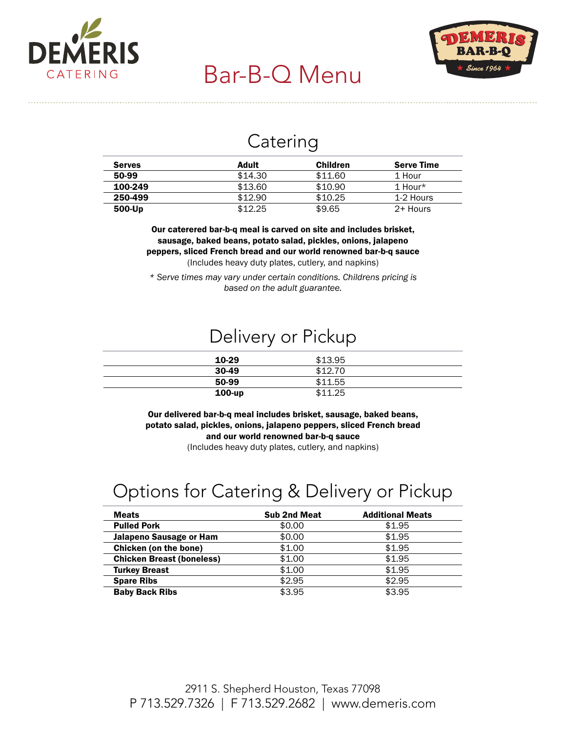DEMERIS
CATERING

# Bar-B-Q Menu

DEMERIS BAR-B-Q
★ Since 1964 ★

## Catering

| Serves | Adult | Children | Serve Time |
|---|---|---|---|
| **50-99** | $14.30 | $11.60 | 1 Hour |
| **100-249** | $13.60 | $10.90 | 1 Hour* |
| **250-499** | $12.90 | $10.25 | 1-2 Hours |
| **500-Up** | $12.25 | $9.65 | 2+ Hours |

**Our caterered bar-b-q meal is carved on site and includes brisket, sausage, baked beans, potato salad, pickles, onions, jalapeno peppers, sliced French bread and our world renowned bar-b-q sauce**
(Includes heavy duty plates, cutlery, and napkins)

*\* Serve times may vary under certain conditions. Childrens pricing is based on the adult guarantee.*

## Delivery or Pickup

| | |
|---|---|
| **10-29** | $13.95 |
| **30-49** | $12.70 |
| **50-99** | $11.55 |
| **100-up** | $11.25 |

**Our delivered bar-b-q meal includes brisket, sausage, baked beans, potato salad, pickles, onions, jalapeno peppers, sliced French bread and our world renowned bar-b-q sauce**
(Includes heavy duty plates, cutlery, and napkins)

## Options for Catering & Delivery or Pickup

| Meats | Sub 2nd Meat | Additional Meats |
|---|---|---|
| **Pulled Pork** | $0.00 | $1.95 |
| **Jalapeno Sausage or Ham** | $0.00 | $1.95 |
| **Chicken (on the bone)** | $1.00 | $1.95 |
| **Chicken Breast (boneless)** | $1.00 | $1.95 |
| **Turkey Breast** | $1.00 | $1.95 |
| **Spare Ribs** | $2.95 | $2.95 |
| **Baby Back Ribs** | $3.95 | $3.95 |

2911 S. Shepherd Houston, Texas 77098
P 713.529.7326 | F 713.529.2682 | www.demeris.com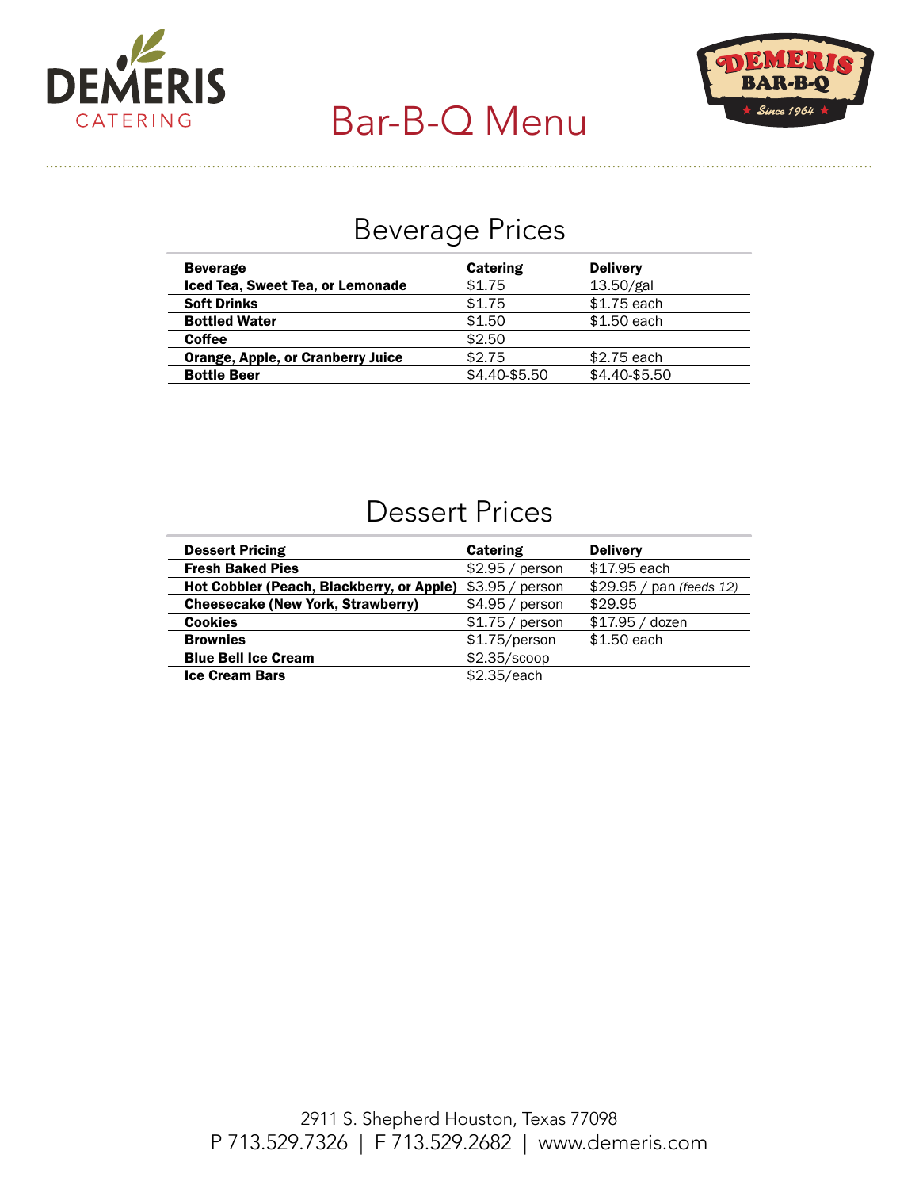DEMERIS CATERING

# Bar-B-Q Menu

DEMERIS BAR-B-Q Since 1964

## Beverage Prices

| Beverage | Catering | Delivery |
|---|---|---|
| **Iced Tea, Sweet Tea, or Lemonade** | $1.75 | 13.50/gal |
| **Soft Drinks** | $1.75 | $1.75 each |
| **Bottled Water** | $1.50 | $1.50 each |
| **Coffee** | $2.50 | |
| **Orange, Apple, or Cranberry Juice** | $2.75 | $2.75 each |
| **Bottle Beer** | $4.40-$5.50 | $4.40-$5.50 |

## Dessert Prices

| Dessert Pricing | Catering | Delivery |
|---|---|---|
| **Fresh Baked Pies** | $2.95 / person | $17.95 each |
| **Hot Cobbler (Peach, Blackberry, or Apple)** | $3.95 / person | $29.95 / pan *(feeds 12)* |
| **Cheesecake (New York, Strawberry)** | $4.95 / person | $29.95 |
| **Cookies** | $1.75 / person | $17.95 / dozen |
| **Brownies** | $1.75/person | $1.50 each |
| **Blue Bell Ice Cream** | $2.35/scoop | |
| **Ice Cream Bars** | $2.35/each | |

2911 S. Shepherd Houston, Texas 77098
P 713.529.7326 | F 713.529.2682 | www.demeris.com